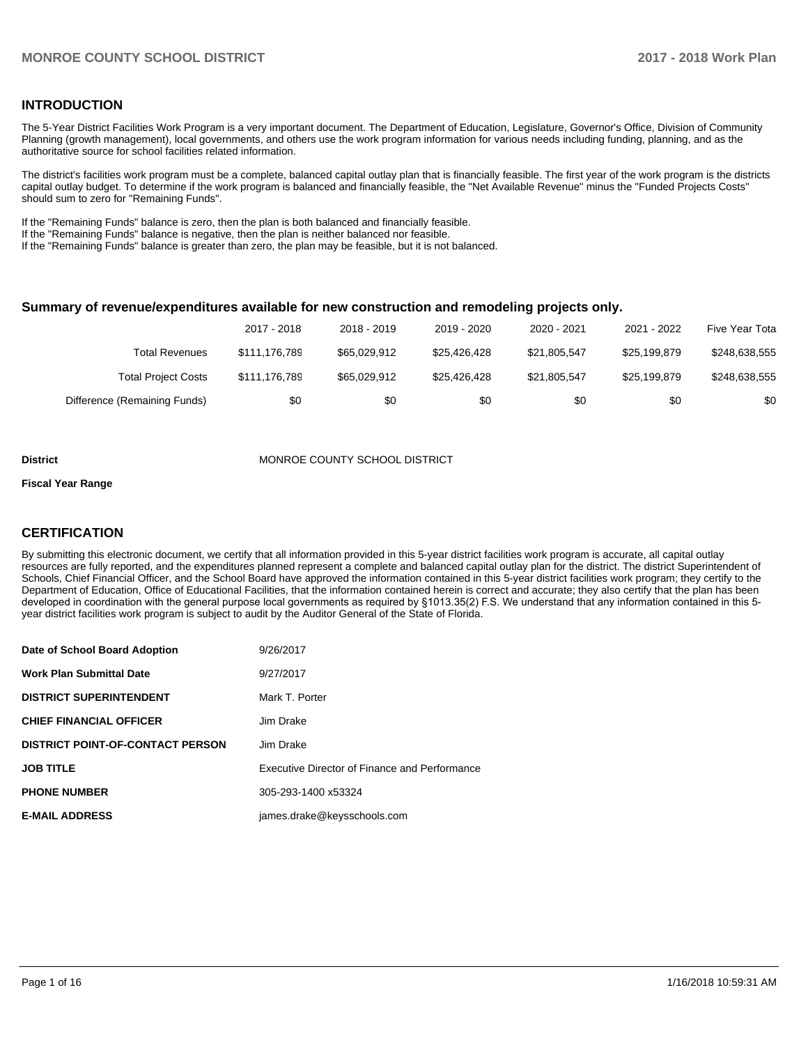## INTRODUCTION

The 5-Year District Facilities Work Program is a very important document. The Department of Education, Legislature, Governor's Office, Division of Community Planning (growth management), local governments, and others use the work program information for various needs including funding, planning, and as the authoritative source for school facilities related information.

The district's facilities work program must be a complete, balanced capital outlay plan that is financially feasible. The first year of the work program is the districts capital outlay budget. To determine if the work program is balanced and financially feasible, the "Net Available Revenue" minus the "Funded Projects Costs" should sum to zero for "Remaining Funds".

If the "Remaining Funds" balance is zero, then the plan is both balanced and financially feasible.
If the "Remaining Funds" balance is negative, then the plan is neither balanced nor feasible.
If the "Remaining Funds" balance is greater than zero, the plan may be feasible, but it is not balanced.

### Summary of revenue/expenditures available for new construction and remodeling projects only.

| | 2017 - 2018 | 2018 - 2019 | 2019 - 2020 | 2020 - 2021 | 2021 - 2022 | Five Year Tota |
|---|---|---|---|---|---|---|
| Total Revenues | $111,176,789 | $65,029,912 | $25,426,428 | $21,805,547 | $25,199,879 | $248,638,555 |
| Total Project Costs | $111,176,789 | $65,029,912 | $25,426,428 | $21,805,547 | $25,199,879 | $248,638,555 |
| Difference (Remaining Funds) | $0 | $0 | $0 | $0 | $0 | $0 |

**District** MONROE COUNTY SCHOOL DISTRICT

**Fiscal Year Range**

## CERTIFICATION

By submitting this electronic document, we certify that all information provided in this 5-year district facilities work program is accurate, all capital outlay resources are fully reported, and the expenditures planned represent a complete and balanced capital outlay plan for the district. The district Superintendent of Schools, Chief Financial Officer, and the School Board have approved the information contained in this 5-year district facilities work program; they certify to the Department of Education, Office of Educational Facilities, that the information contained herein is correct and accurate; they also certify that the plan has been developed in coordination with the general purpose local governments as required by §1013.35(2) F.S. We understand that any information contained in this 5-year district facilities work program is subject to audit by the Auditor General of the State of Florida.

| | |
|---|---|
| **Date of School Board Adoption** | 9/26/2017 |
| **Work Plan Submittal Date** | 9/27/2017 |
| **DISTRICT SUPERINTENDENT** | Mark T. Porter |
| **CHIEF FINANCIAL OFFICER** | Jim Drake |
| **DISTRICT POINT-OF-CONTACT PERSON** | Jim Drake |
| **JOB TITLE** | Executive Director of Finance and Performance |
| **PHONE NUMBER** | 305-293-1400 x53324 |
| **E-MAIL ADDRESS** | james.drake@keysschools.com |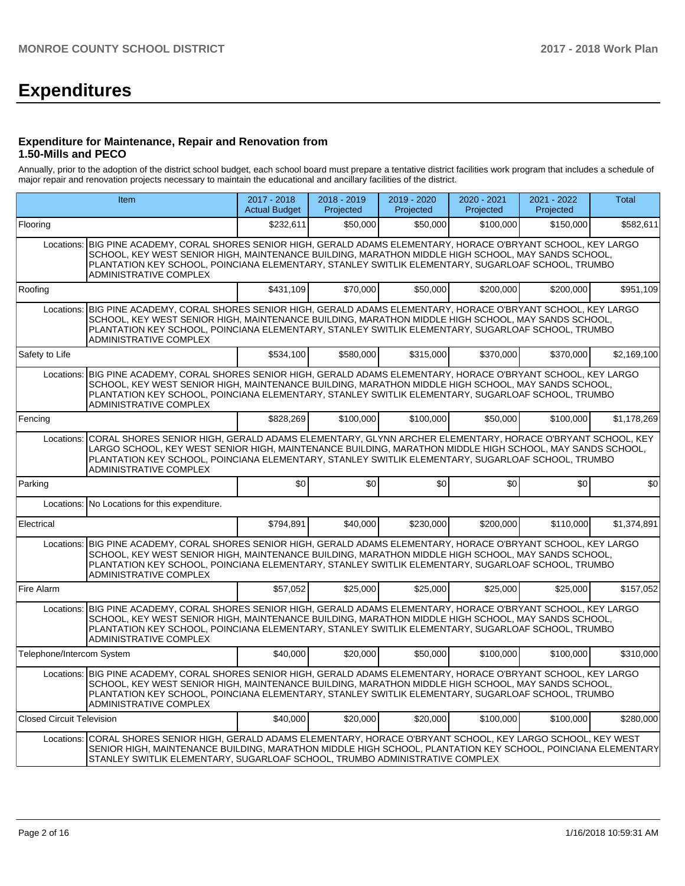# Expenditures

### Expenditure for Maintenance, Repair and Renovation from 1.50-Mills and PECO

Annually, prior to the adoption of the district school budget, each school board must prepare a tentative district facilities work program that includes a schedule of major repair and renovation projects necessary to maintain the educational and ancillary facilities of the district.

| Item | | 2017 - 2018 Actual Budget | 2018 - 2019 Projected | 2019 - 2020 Projected | 2020 - 2021 Projected | 2021 - 2022 Projected | Total |
|---|---|---|---|---|---|---|---|
| Flooring | | $232,611 | $50,000 | $50,000 | $100,000 | $150,000 | $582,611 |
| Locations: | BIG PINE ACADEMY, CORAL SHORES SENIOR HIGH, GERALD ADAMS ELEMENTARY, HORACE O'BRYANT SCHOOL, KEY LARGO SCHOOL, KEY WEST SENIOR HIGH, MAINTENANCE BUILDING, MARATHON MIDDLE HIGH SCHOOL, MAY SANDS SCHOOL, PLANTATION KEY SCHOOL, POINCIANA ELEMENTARY, STANLEY SWITLIK ELEMENTARY, SUGARLOAF SCHOOL, TRUMBO ADMINISTRATIVE COMPLEX | | | | | | |
| Roofing | | $431,109 | $70,000 | $50,000 | $200,000 | $200,000 | $951,109 |
| Locations: | BIG PINE ACADEMY, CORAL SHORES SENIOR HIGH, GERALD ADAMS ELEMENTARY, HORACE O'BRYANT SCHOOL, KEY LARGO SCHOOL, KEY WEST SENIOR HIGH, MAINTENANCE BUILDING, MARATHON MIDDLE HIGH SCHOOL, MAY SANDS SCHOOL, PLANTATION KEY SCHOOL, POINCIANA ELEMENTARY, STANLEY SWITLIK ELEMENTARY, SUGARLOAF SCHOOL, TRUMBO ADMINISTRATIVE COMPLEX | | | | | | |
| Safety to Life | | $534,100 | $580,000 | $315,000 | $370,000 | $370,000 | $2,169,100 |
| Locations: | BIG PINE ACADEMY, CORAL SHORES SENIOR HIGH, GERALD ADAMS ELEMENTARY, HORACE O'BRYANT SCHOOL, KEY LARGO SCHOOL, KEY WEST SENIOR HIGH, MAINTENANCE BUILDING, MARATHON MIDDLE HIGH SCHOOL, MAY SANDS SCHOOL, PLANTATION KEY SCHOOL, POINCIANA ELEMENTARY, STANLEY SWITLIK ELEMENTARY, SUGARLOAF SCHOOL, TRUMBO ADMINISTRATIVE COMPLEX | | | | | | |
| Fencing | | $828,269 | $100,000 | $100,000 | $50,000 | $100,000 | $1,178,269 |
| Locations: | CORAL SHORES SENIOR HIGH, GERALD ADAMS ELEMENTARY, GLYNN ARCHER ELEMENTARY, HORACE O'BRYANT SCHOOL, KEY LARGO SCHOOL, KEY WEST SENIOR HIGH, MAINTENANCE BUILDING, MARATHON MIDDLE HIGH SCHOOL, MAY SANDS SCHOOL, PLANTATION KEY SCHOOL, POINCIANA ELEMENTARY, STANLEY SWITLIK ELEMENTARY, SUGARLOAF SCHOOL, TRUMBO ADMINISTRATIVE COMPLEX | | | | | | |
| Parking | | $0 | $0 | $0 | $0 | $0 | $0 |
| Locations: | No Locations for this expenditure. | | | | | | |
| Electrical | | $794,891 | $40,000 | $230,000 | $200,000 | $110,000 | $1,374,891 |
| Locations: | BIG PINE ACADEMY, CORAL SHORES SENIOR HIGH, GERALD ADAMS ELEMENTARY, HORACE O'BRYANT SCHOOL, KEY LARGO SCHOOL, KEY WEST SENIOR HIGH, MAINTENANCE BUILDING, MARATHON MIDDLE HIGH SCHOOL, MAY SANDS SCHOOL, PLANTATION KEY SCHOOL, POINCIANA ELEMENTARY, STANLEY SWITLIK ELEMENTARY, SUGARLOAF SCHOOL, TRUMBO ADMINISTRATIVE COMPLEX | | | | | | |
| Fire Alarm | | $57,052 | $25,000 | $25,000 | $25,000 | $25,000 | $157,052 |
| Locations: | BIG PINE ACADEMY, CORAL SHORES SENIOR HIGH, GERALD ADAMS ELEMENTARY, HORACE O'BRYANT SCHOOL, KEY LARGO SCHOOL, KEY WEST SENIOR HIGH, MAINTENANCE BUILDING, MARATHON MIDDLE HIGH SCHOOL, MAY SANDS SCHOOL, PLANTATION KEY SCHOOL, POINCIANA ELEMENTARY, STANLEY SWITLIK ELEMENTARY, SUGARLOAF SCHOOL, TRUMBO ADMINISTRATIVE COMPLEX | | | | | | |
| Telephone/Intercom System | | $40,000 | $20,000 | $50,000 | $100,000 | $100,000 | $310,000 |
| Locations: | BIG PINE ACADEMY, CORAL SHORES SENIOR HIGH, GERALD ADAMS ELEMENTARY, HORACE O'BRYANT SCHOOL, KEY LARGO SCHOOL, KEY WEST SENIOR HIGH, MAINTENANCE BUILDING, MARATHON MIDDLE HIGH SCHOOL, MAY SANDS SCHOOL, PLANTATION KEY SCHOOL, POINCIANA ELEMENTARY, STANLEY SWITLIK ELEMENTARY, SUGARLOAF SCHOOL, TRUMBO ADMINISTRATIVE COMPLEX | | | | | | |
| Closed Circuit Television | | $40,000 | $20,000 | $20,000 | $100,000 | $100,000 | $280,000 |
| Locations: | CORAL SHORES SENIOR HIGH, GERALD ADAMS ELEMENTARY, HORACE O'BRYANT SCHOOL, KEY LARGO SCHOOL, KEY WEST SENIOR HIGH, MAINTENANCE BUILDING, MARATHON MIDDLE HIGH SCHOOL, PLANTATION KEY SCHOOL, POINCIANA ELEMENTARY, STANLEY SWITLIK ELEMENTARY, SUGARLOAF SCHOOL, TRUMBO ADMINISTRATIVE COMPLEX | | | | | | |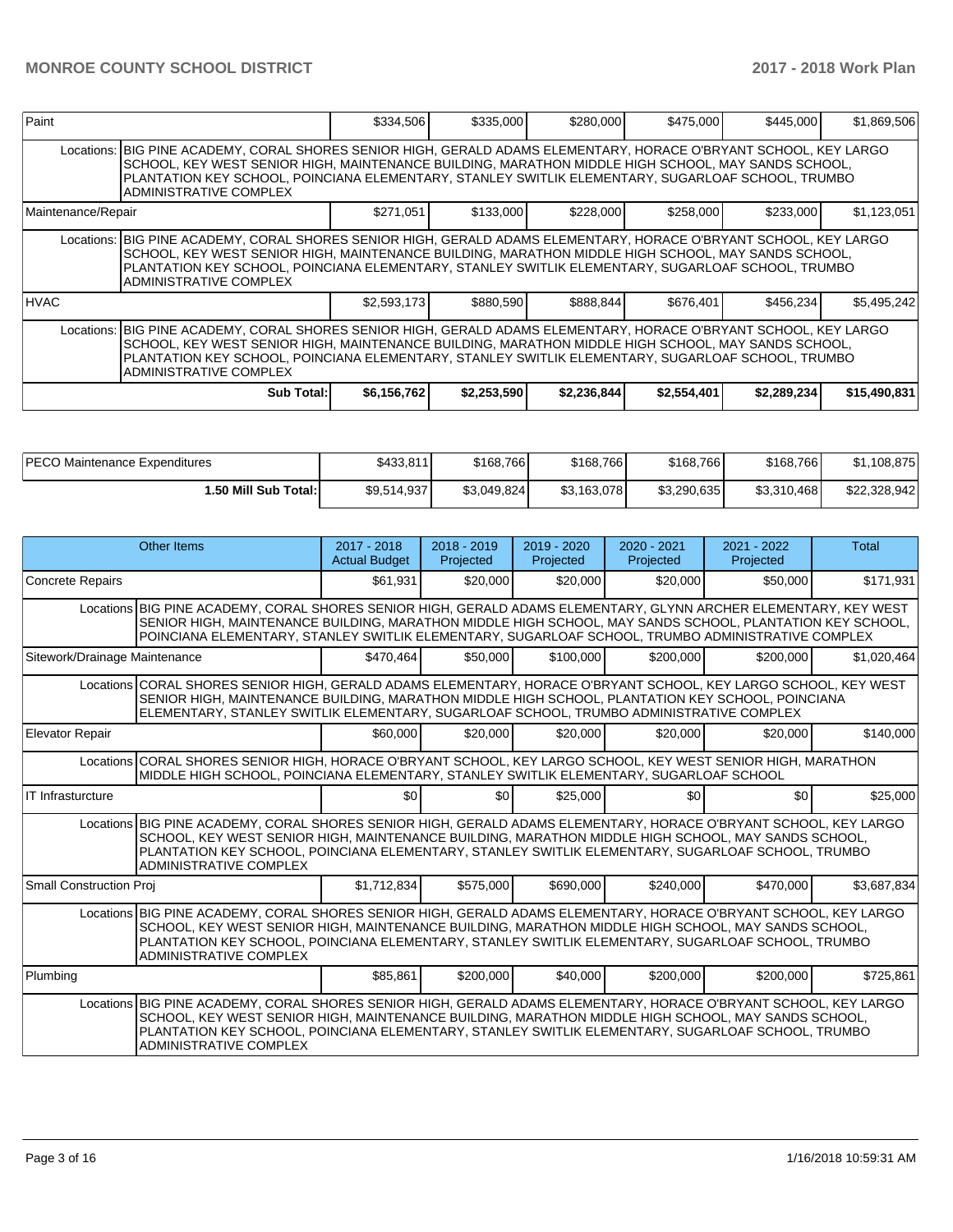| Paint | | $334,506 | $335,000 | $280,000 | $475,000 | $445,000 | $1,869,506 |
|---|---|---|---|---|---|---|---|
| Locations: | BIG PINE ACADEMY, CORAL SHORES SENIOR HIGH, GERALD ADAMS ELEMENTARY, HORACE O'BRYANT SCHOOL, KEY LARGO SCHOOL, KEY WEST SENIOR HIGH, MAINTENANCE BUILDING, MARATHON MIDDLE HIGH SCHOOL, MAY SANDS SCHOOL, PLANTATION KEY SCHOOL, POINCIANA ELEMENTARY, STANLEY SWITLIK ELEMENTARY, SUGARLOAF SCHOOL, TRUMBO ADMINISTRATIVE COMPLEX | | | | | | |
| Maintenance/Repair | | $271,051 | $133,000 | $228,000 | $258,000 | $233,000 | $1,123,051 |
| Locations: | BIG PINE ACADEMY, CORAL SHORES SENIOR HIGH, GERALD ADAMS ELEMENTARY, HORACE O'BRYANT SCHOOL, KEY LARGO SCHOOL, KEY WEST SENIOR HIGH, MAINTENANCE BUILDING, MARATHON MIDDLE HIGH SCHOOL, MAY SANDS SCHOOL, PLANTATION KEY SCHOOL, POINCIANA ELEMENTARY, STANLEY SWITLIK ELEMENTARY, SUGARLOAF SCHOOL, TRUMBO ADMINISTRATIVE COMPLEX | | | | | | |
| HVAC | | $2,593,173 | $880,590 | $888,844 | $676,401 | $456,234 | $5,495,242 |
| Locations: | BIG PINE ACADEMY, CORAL SHORES SENIOR HIGH, GERALD ADAMS ELEMENTARY, HORACE O'BRYANT SCHOOL, KEY LARGO SCHOOL, KEY WEST SENIOR HIGH, MAINTENANCE BUILDING, MARATHON MIDDLE HIGH SCHOOL, MAY SANDS SCHOOL, PLANTATION KEY SCHOOL, POINCIANA ELEMENTARY, STANLEY SWITLIK ELEMENTARY, SUGARLOAF SCHOOL, TRUMBO ADMINISTRATIVE COMPLEX | | | | | | |
| | **Sub Total:** | **$6,156,762** | **$2,253,590** | **$2,236,844** | **$2,554,401** | **$2,289,234** | **$15,490,831** |

| PECO Maintenance Expenditures | $433,811 | $168,766 | $168,766 | $168,766 | $168,766 | $1,108,875 |
|---|---|---|---|---|---|---|
| **1.50 Mill Sub Total:** | $9,514,937 | $3,049,824 | $3,163,078 | $3,290,635 | $3,310,468 | $22,328,942 |

| Other Items | | 2017 - 2018 Actual Budget | 2018 - 2019 Projected | 2019 - 2020 Projected | 2020 - 2021 Projected | 2021 - 2022 Projected | Total |
|---|---|---|---|---|---|---|---|
| Concrete Repairs | | $61,931 | $20,000 | $20,000 | $20,000 | $50,000 | $171,931 |
| Locations | BIG PINE ACADEMY, CORAL SHORES SENIOR HIGH, GERALD ADAMS ELEMENTARY, GLYNN ARCHER ELEMENTARY, KEY WEST SENIOR HIGH, MAINTENANCE BUILDING, MARATHON MIDDLE HIGH SCHOOL, MAY SANDS SCHOOL, PLANTATION KEY SCHOOL, POINCIANA ELEMENTARY, STANLEY SWITLIK ELEMENTARY, SUGARLOAF SCHOOL, TRUMBO ADMINISTRATIVE COMPLEX | | | | | | |
| Sitework/Drainage Maintenance | | $470,464 | $50,000 | $100,000 | $200,000 | $200,000 | $1,020,464 |
| Locations | CORAL SHORES SENIOR HIGH, GERALD ADAMS ELEMENTARY, HORACE O'BRYANT SCHOOL, KEY LARGO SCHOOL, KEY WEST SENIOR HIGH, MAINTENANCE BUILDING, MARATHON MIDDLE HIGH SCHOOL, PLANTATION KEY SCHOOL, POINCIANA ELEMENTARY, STANLEY SWITLIK ELEMENTARY, SUGARLOAF SCHOOL, TRUMBO ADMINISTRATIVE COMPLEX | | | | | | |
| Elevator Repair | | $60,000 | $20,000 | $20,000 | $20,000 | $20,000 | $140,000 |
| Locations | CORAL SHORES SENIOR HIGH, HORACE O'BRYANT SCHOOL, KEY LARGO SCHOOL, KEY WEST SENIOR HIGH, MARATHON MIDDLE HIGH SCHOOL, POINCIANA ELEMENTARY, STANLEY SWITLIK ELEMENTARY, SUGARLOAF SCHOOL | | | | | | |
| IT Infrasturcture | | $0 | $0 | $25,000 | $0 | $0 | $25,000 |
| Locations | BIG PINE ACADEMY, CORAL SHORES SENIOR HIGH, GERALD ADAMS ELEMENTARY, HORACE O'BRYANT SCHOOL, KEY LARGO SCHOOL, KEY WEST SENIOR HIGH, MAINTENANCE BUILDING, MARATHON MIDDLE HIGH SCHOOL, MAY SANDS SCHOOL, PLANTATION KEY SCHOOL, POINCIANA ELEMENTARY, STANLEY SWITLIK ELEMENTARY, SUGARLOAF SCHOOL, TRUMBO ADMINISTRATIVE COMPLEX | | | | | | |
| Small Construction Proj | | $1,712,834 | $575,000 | $690,000 | $240,000 | $470,000 | $3,687,834 |
| Locations | BIG PINE ACADEMY, CORAL SHORES SENIOR HIGH, GERALD ADAMS ELEMENTARY, HORACE O'BRYANT SCHOOL, KEY LARGO SCHOOL, KEY WEST SENIOR HIGH, MAINTENANCE BUILDING, MARATHON MIDDLE HIGH SCHOOL, MAY SANDS SCHOOL, PLANTATION KEY SCHOOL, POINCIANA ELEMENTARY, STANLEY SWITLIK ELEMENTARY, SUGARLOAF SCHOOL, TRUMBO ADMINISTRATIVE COMPLEX | | | | | | |
| Plumbing | | $85,861 | $200,000 | $40,000 | $200,000 | $200,000 | $725,861 |
| Locations | BIG PINE ACADEMY, CORAL SHORES SENIOR HIGH, GERALD ADAMS ELEMENTARY, HORACE O'BRYANT SCHOOL, KEY LARGO SCHOOL, KEY WEST SENIOR HIGH, MAINTENANCE BUILDING, MARATHON MIDDLE HIGH SCHOOL, MAY SANDS SCHOOL, PLANTATION KEY SCHOOL, POINCIANA ELEMENTARY, STANLEY SWITLIK ELEMENTARY, SUGARLOAF SCHOOL, TRUMBO ADMINISTRATIVE COMPLEX | | | | | | |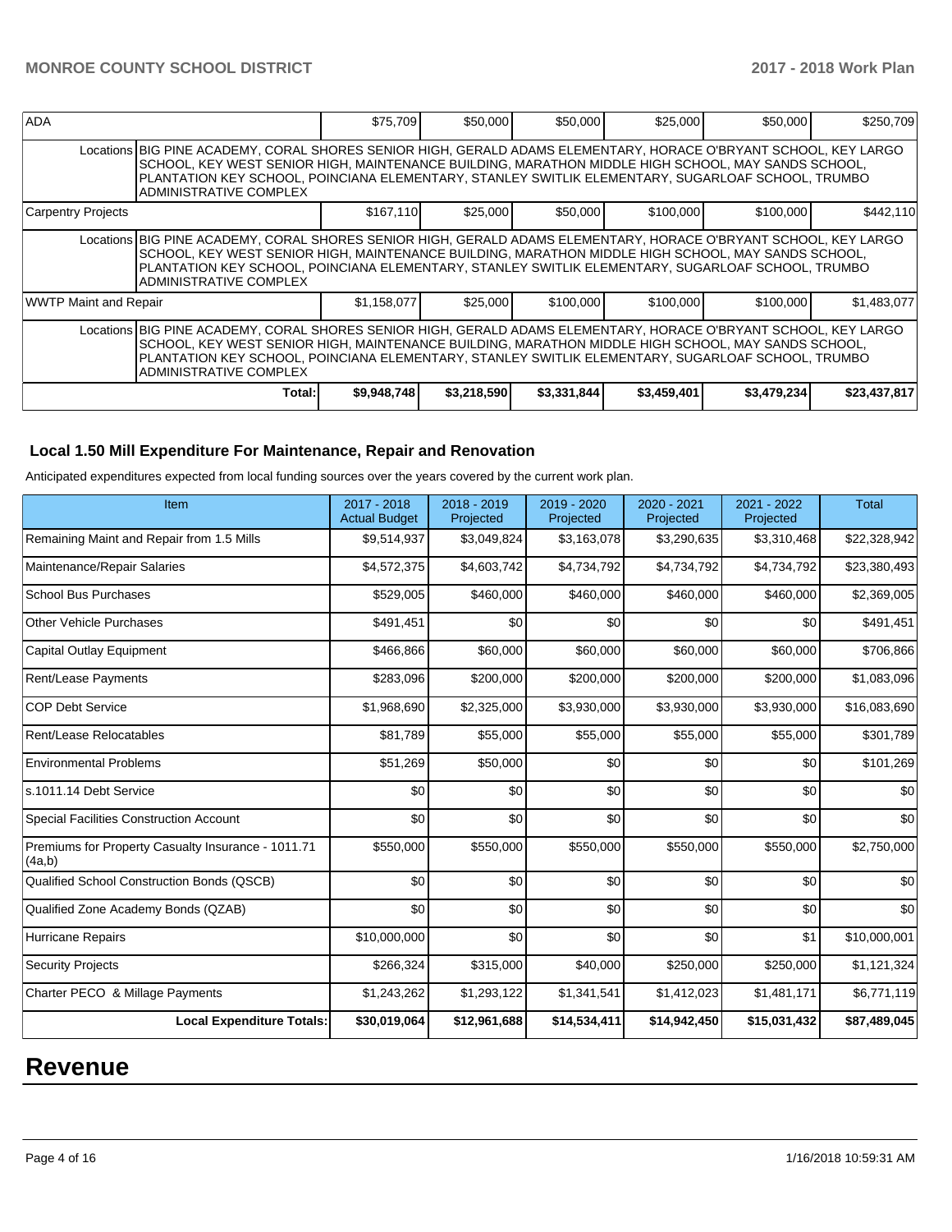| ADA | | $75,709 | $50,000 | $50,000 | $25,000 | $50,000 | $250,709 |
|---|---|---|---|---|---|---|---|
| | Locations | BIG PINE ACADEMY, CORAL SHORES SENIOR HIGH, GERALD ADAMS ELEMENTARY, HORACE O'BRYANT SCHOOL, KEY LARGO SCHOOL, KEY WEST SENIOR HIGH, MAINTENANCE BUILDING, MARATHON MIDDLE HIGH SCHOOL, MAY SANDS SCHOOL, PLANTATION KEY SCHOOL, POINCIANA ELEMENTARY, STANLEY SWITLIK ELEMENTARY, SUGARLOAF SCHOOL, TRUMBO ADMINISTRATIVE COMPLEX | | | | | |
| Carpentry Projects | | $167,110 | $25,000 | $50,000 | $100,000 | $100,000 | $442,110 |
| | Locations | BIG PINE ACADEMY, CORAL SHORES SENIOR HIGH, GERALD ADAMS ELEMENTARY, HORACE O'BRYANT SCHOOL, KEY LARGO SCHOOL, KEY WEST SENIOR HIGH, MAINTENANCE BUILDING, MARATHON MIDDLE HIGH SCHOOL, MAY SANDS SCHOOL, PLANTATION KEY SCHOOL, POINCIANA ELEMENTARY, STANLEY SWITLIK ELEMENTARY, SUGARLOAF SCHOOL, TRUMBO ADMINISTRATIVE COMPLEX | | | | | |
| WWTP Maint and Repair | | $1,158,077 | $25,000 | $100,000 | $100,000 | $100,000 | $1,483,077 |
| | Locations | BIG PINE ACADEMY, CORAL SHORES SENIOR HIGH, GERALD ADAMS ELEMENTARY, HORACE O'BRYANT SCHOOL, KEY LARGO SCHOOL, KEY WEST SENIOR HIGH, MAINTENANCE BUILDING, MARATHON MIDDLE HIGH SCHOOL, MAY SANDS SCHOOL, PLANTATION KEY SCHOOL, POINCIANA ELEMENTARY, STANLEY SWITLIK ELEMENTARY, SUGARLOAF SCHOOL, TRUMBO ADMINISTRATIVE COMPLEX | | | | | |
| | **Total:** | **$9,948,748** | **$3,218,590** | **$3,331,844** | **$3,459,401** | **$3,479,234** | **$23,437,817** |

## Local 1.50 Mill Expenditure For Maintenance, Repair and Renovation

Anticipated expenditures expected from local funding sources over the years covered by the current work plan.

| Item | 2017 - 2018 Actual Budget | 2018 - 2019 Projected | 2019 - 2020 Projected | 2020 - 2021 Projected | 2021 - 2022 Projected | Total |
|---|---|---|---|---|---|---|
| Remaining Maint and Repair from 1.5 Mills | $9,514,937 | $3,049,824 | $3,163,078 | $3,290,635 | $3,310,468 | $22,328,942 |
| Maintenance/Repair Salaries | $4,572,375 | $4,603,742 | $4,734,792 | $4,734,792 | $4,734,792 | $23,380,493 |
| School Bus Purchases | $529,005 | $460,000 | $460,000 | $460,000 | $460,000 | $2,369,005 |
| Other Vehicle Purchases | $491,451 | $0 | $0 | $0 | $0 | $491,451 |
| Capital Outlay Equipment | $466,866 | $60,000 | $60,000 | $60,000 | $60,000 | $706,866 |
| Rent/Lease Payments | $283,096 | $200,000 | $200,000 | $200,000 | $200,000 | $1,083,096 |
| COP Debt Service | $1,968,690 | $2,325,000 | $3,930,000 | $3,930,000 | $3,930,000 | $16,083,690 |
| Rent/Lease Relocatables | $81,789 | $55,000 | $55,000 | $55,000 | $55,000 | $301,789 |
| Environmental Problems | $51,269 | $50,000 | $0 | $0 | $0 | $101,269 |
| s.1011.14 Debt Service | $0 | $0 | $0 | $0 | $0 | $0 |
| Special Facilities Construction Account | $0 | $0 | $0 | $0 | $0 | $0 |
| Premiums for Property Casualty Insurance - 1011.71 (4a,b) | $550,000 | $550,000 | $550,000 | $550,000 | $550,000 | $2,750,000 |
| Qualified School Construction Bonds (QSCB) | $0 | $0 | $0 | $0 | $0 | $0 |
| Qualified Zone Academy Bonds (QZAB) | $0 | $0 | $0 | $0 | $0 | $0 |
| Hurricane Repairs | $10,000,000 | $0 | $0 | $0 | $1 | $10,000,001 |
| Security Projects | $266,324 | $315,000 | $40,000 | $250,000 | $250,000 | $1,121,324 |
| Charter PECO & Millage Payments | $1,243,262 | $1,293,122 | $1,341,541 | $1,412,023 | $1,481,171 | $6,771,119 |
| **Local Expenditure Totals:** | **$30,019,064** | **$12,961,688** | **$14,534,411** | **$14,942,450** | **$15,031,432** | **$87,489,045** |

# Revenue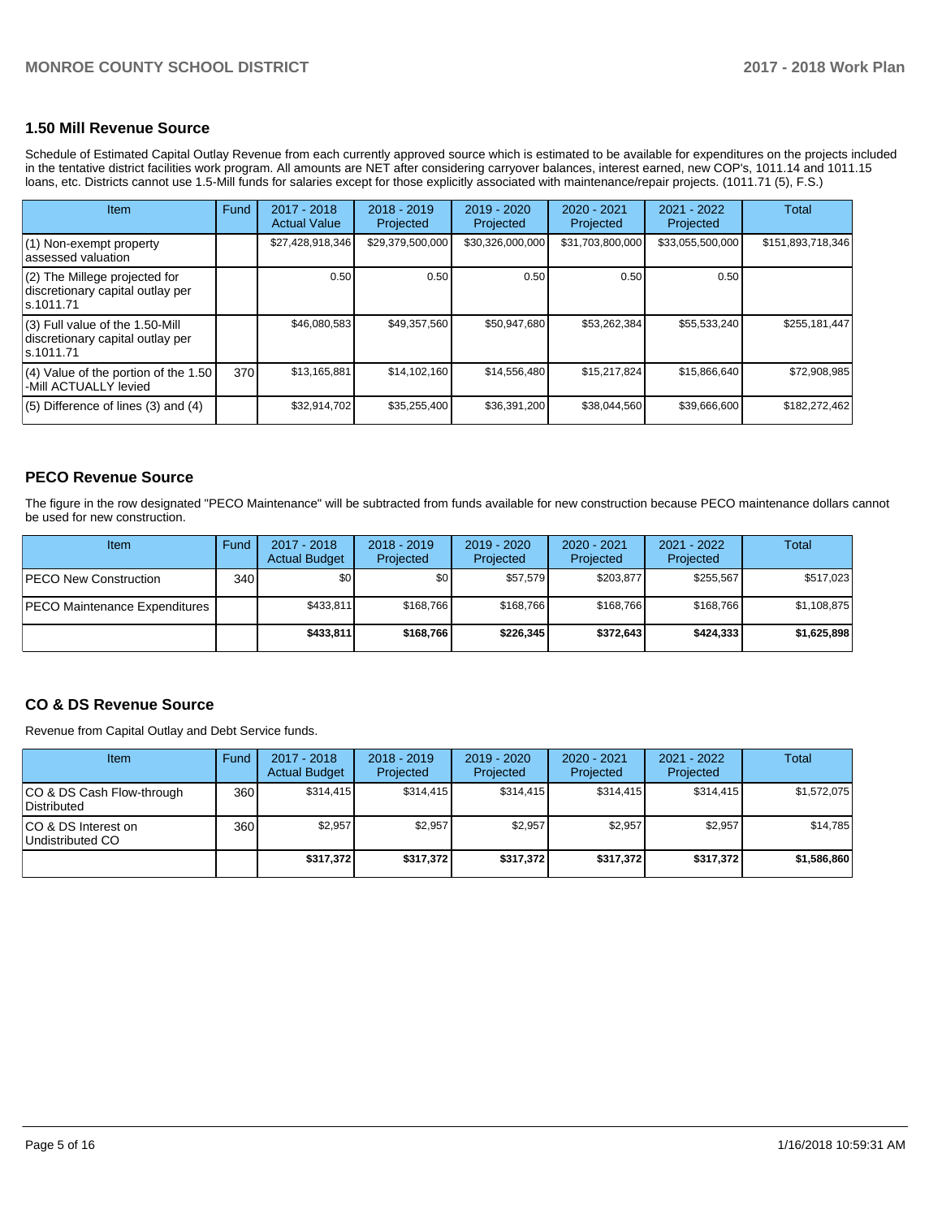## 1.50 Mill Revenue Source

Schedule of Estimated Capital Outlay Revenue from each currently approved source which is estimated to be available for expenditures on the projects included in the tentative district facilities work program. All amounts are NET after considering carryover balances, interest earned, new COP's, 1011.14 and 1011.15 loans, etc. Districts cannot use 1.5-Mill funds for salaries except for those explicitly associated with maintenance/repair projects. (1011.71 (5), F.S.)

| Item | Fund | 2017 - 2018 Actual Value | 2018 - 2019 Projected | 2019 - 2020 Projected | 2020 - 2021 Projected | 2021 - 2022 Projected | Total |
|---|---|---|---|---|---|---|---|
| (1) Non-exempt property assessed valuation | | $27,428,918,346 | $29,379,500,000 | $30,326,000,000 | $31,703,800,000 | $33,055,500,000 | $151,893,718,346 |
| (2) The Millege projected for discretionary capital outlay per s.1011.71 | | 0.50 | 0.50 | 0.50 | 0.50 | 0.50 | |
| (3) Full value of the 1.50-Mill discretionary capital outlay per s.1011.71 | | $46,080,583 | $49,357,560 | $50,947,680 | $53,262,384 | $55,533,240 | $255,181,447 |
| (4) Value of the portion of the 1.50 -Mill ACTUALLY levied | 370 | $13,165,881 | $14,102,160 | $14,556,480 | $15,217,824 | $15,866,640 | $72,908,985 |
| (5) Difference of lines (3) and (4) | | $32,914,702 | $35,255,400 | $36,391,200 | $38,044,560 | $39,666,600 | $182,272,462 |

## PECO Revenue Source

The figure in the row designated "PECO Maintenance" will be subtracted from funds available for new construction because PECO maintenance dollars cannot be used for new construction.

| Item | Fund | 2017 - 2018 Actual Budget | 2018 - 2019 Projected | 2019 - 2020 Projected | 2020 - 2021 Projected | 2021 - 2022 Projected | Total |
|---|---|---|---|---|---|---|---|
| PECO New Construction | 340 | $0 | $0 | $57,579 | $203,877 | $255,567 | $517,023 |
| PECO Maintenance Expenditures | | $433,811 | $168,766 | $168,766 | $168,766 | $168,766 | $1,108,875 |
| | | **$433,811** | **$168,766** | **$226,345** | **$372,643** | **$424,333** | **$1,625,898** |

## CO & DS Revenue Source

Revenue from Capital Outlay and Debt Service funds.

| Item | Fund | 2017 - 2018 Actual Budget | 2018 - 2019 Projected | 2019 - 2020 Projected | 2020 - 2021 Projected | 2021 - 2022 Projected | Total |
|---|---|---|---|---|---|---|---|
| CO & DS Cash Flow-through Distributed | 360 | $314,415 | $314,415 | $314,415 | $314,415 | $314,415 | $1,572,075 |
| CO & DS Interest on Undistributed CO | 360 | $2,957 | $2,957 | $2,957 | $2,957 | $2,957 | $14,785 |
| | | **$317,372** | **$317,372** | **$317,372** | **$317,372** | **$317,372** | **$1,586,860** |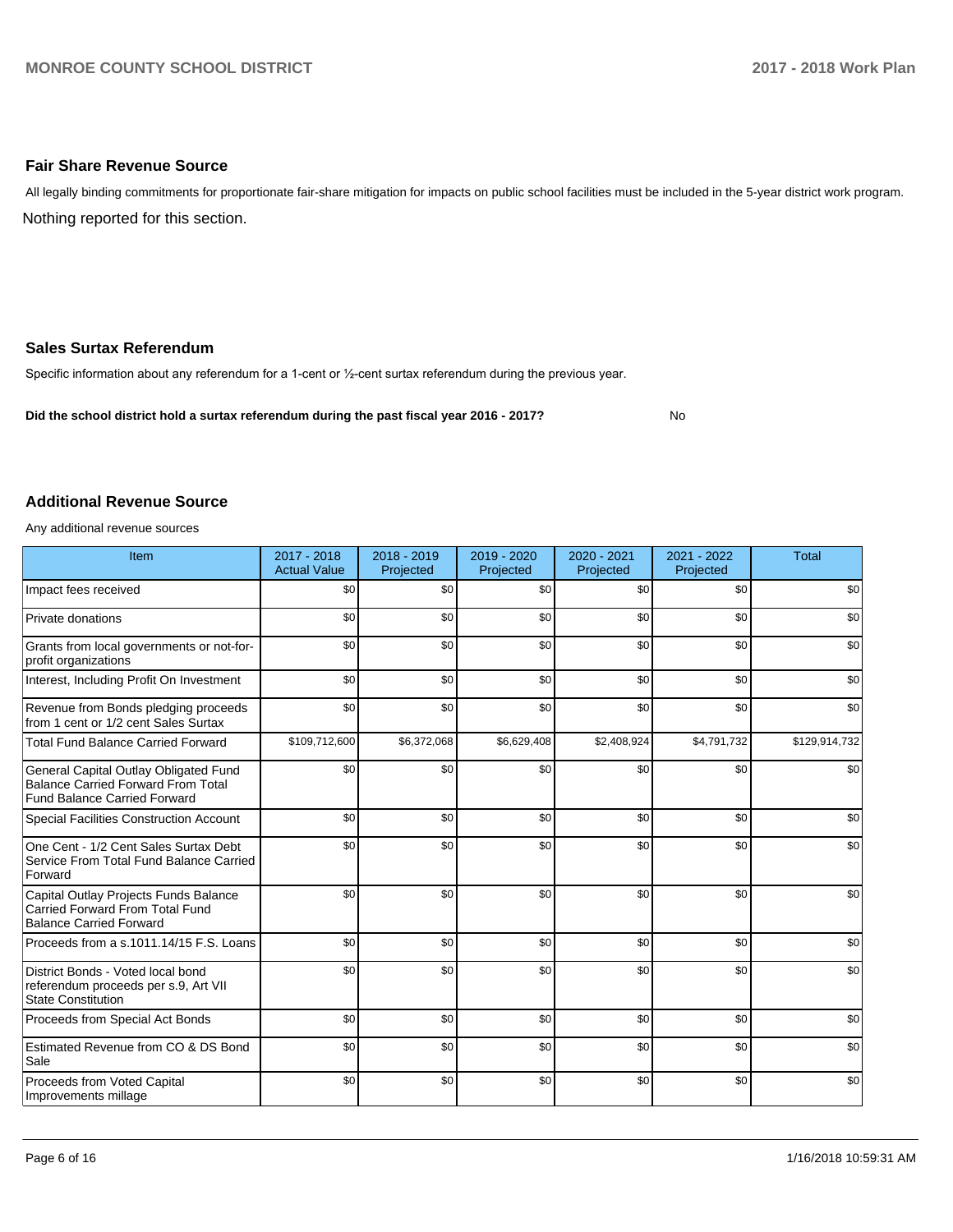## Fair Share Revenue Source

All legally binding commitments for proportionate fair-share mitigation for impacts on public school facilities must be included in the 5-year district work program.

Nothing reported for this section.

## Sales Surtax Referendum

Specific information about any referendum for a 1-cent or ½-cent surtax referendum during the previous year.

**Did the school district hold a surtax referendum during the past fiscal year 2016 - 2017?** No

## Additional Revenue Source

Any additional revenue sources

| Item | 2017 - 2018 Actual Value | 2018 - 2019 Projected | 2019 - 2020 Projected | 2020 - 2021 Projected | 2021 - 2022 Projected | Total |
|---|---|---|---|---|---|---|
| Impact fees received | $0 | $0 | $0 | $0 | $0 | $0 |
| Private donations | $0 | $0 | $0 | $0 | $0 | $0 |
| Grants from local governments or not-for-profit organizations | $0 | $0 | $0 | $0 | $0 | $0 |
| Interest, Including Profit On Investment | $0 | $0 | $0 | $0 | $0 | $0 |
| Revenue from Bonds pledging proceeds from 1 cent or 1/2 cent Sales Surtax | $0 | $0 | $0 | $0 | $0 | $0 |
| Total Fund Balance Carried Forward | $109,712,600 | $6,372,068 | $6,629,408 | $2,408,924 | $4,791,732 | $129,914,732 |
| General Capital Outlay Obligated Fund Balance Carried Forward From Total Fund Balance Carried Forward | $0 | $0 | $0 | $0 | $0 | $0 |
| Special Facilities Construction Account | $0 | $0 | $0 | $0 | $0 | $0 |
| One Cent - 1/2 Cent Sales Surtax Debt Service From Total Fund Balance Carried Forward | $0 | $0 | $0 | $0 | $0 | $0 |
| Capital Outlay Projects Funds Balance Carried Forward From Total Fund Balance Carried Forward | $0 | $0 | $0 | $0 | $0 | $0 |
| Proceeds from a s.1011.14/15 F.S. Loans | $0 | $0 | $0 | $0 | $0 | $0 |
| District Bonds - Voted local bond referendum proceeds per s.9, Art VII State Constitution | $0 | $0 | $0 | $0 | $0 | $0 |
| Proceeds from Special Act Bonds | $0 | $0 | $0 | $0 | $0 | $0 |
| Estimated Revenue from CO & DS Bond Sale | $0 | $0 | $0 | $0 | $0 | $0 |
| Proceeds from Voted Capital Improvements millage | $0 | $0 | $0 | $0 | $0 | $0 |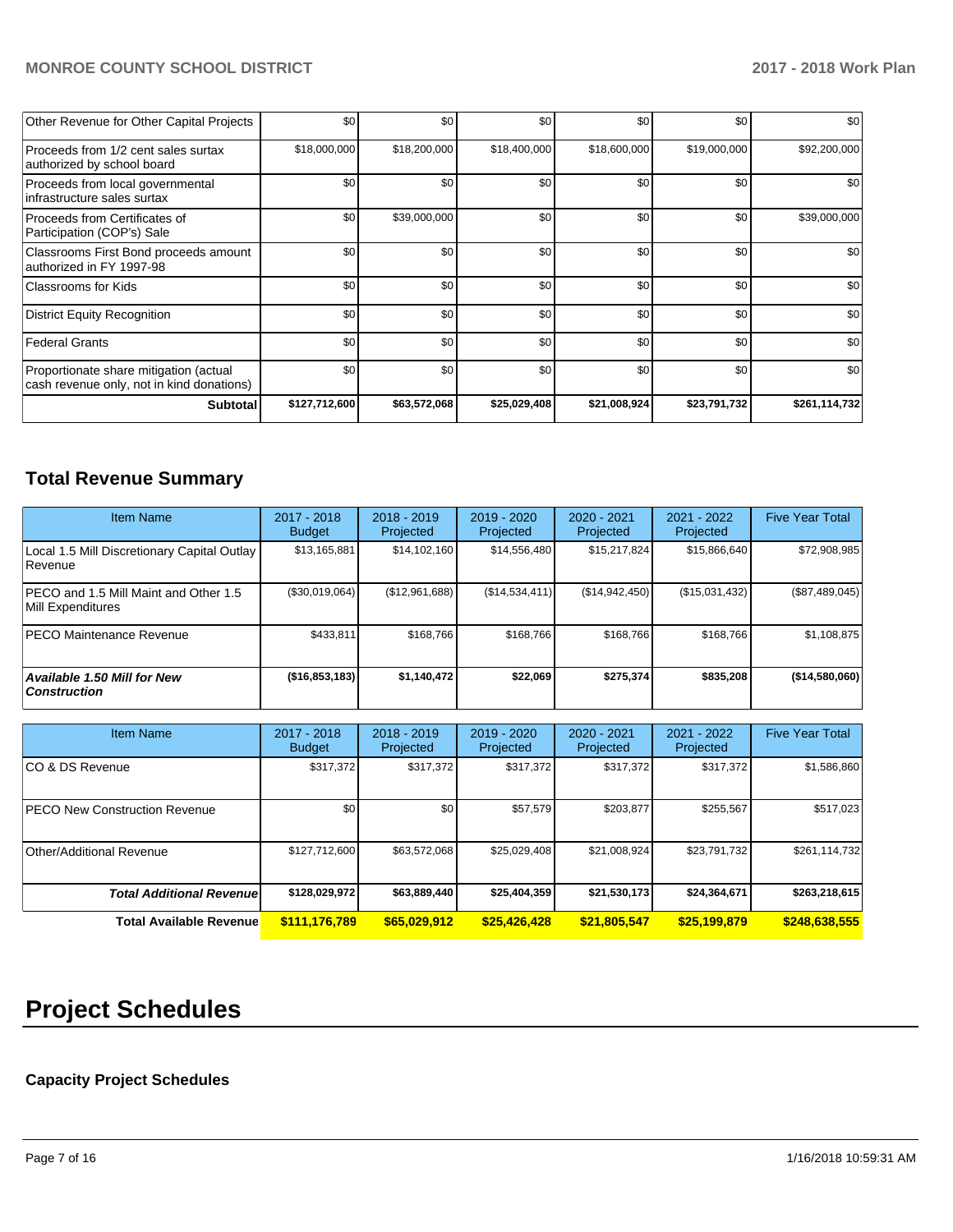| Other Revenue for Other Capital Projects | $0 | $0 | $0 | $0 | $0 | $0 |
|---|---|---|---|---|---|---|
| Proceeds from 1/2 cent sales surtax authorized by school board | $18,000,000 | $18,200,000 | $18,400,000 | $18,600,000 | $19,000,000 | $92,200,000 |
| Proceeds from local governmental infrastructure sales surtax | $0 | $0 | $0 | $0 | $0 | $0 |
| Proceeds from Certificates of Participation (COP's) Sale | $0 | $39,000,000 | $0 | $0 | $0 | $39,000,000 |
| Classrooms First Bond proceeds amount authorized in FY 1997-98 | $0 | $0 | $0 | $0 | $0 | $0 |
| Classrooms for Kids | $0 | $0 | $0 | $0 | $0 | $0 |
| District Equity Recognition | $0 | $0 | $0 | $0 | $0 | $0 |
| Federal Grants | $0 | $0 | $0 | $0 | $0 | $0 |
| Proportionate share mitigation (actual cash revenue only, not in kind donations) | $0 | $0 | $0 | $0 | $0 | $0 |
| **Subtotal** | **$127,712,600** | **$63,572,068** | **$25,029,408** | **$21,008,924** | **$23,791,732** | **$261,114,732** |

## Total Revenue Summary

| Item Name | 2017 - 2018 Budget | 2018 - 2019 Projected | 2019 - 2020 Projected | 2020 - 2021 Projected | 2021 - 2022 Projected | Five Year Total |
|---|---|---|---|---|---|---|
| Local 1.5 Mill Discretionary Capital Outlay Revenue | $13,165,881 | $14,102,160 | $14,556,480 | $15,217,824 | $15,866,640 | $72,908,985 |
| PECO and 1.5 Mill Maint and Other 1.5 Mill Expenditures | ($30,019,064) | ($12,961,688) | ($14,534,411) | ($14,942,450) | ($15,031,432) | ($87,489,045) |
| PECO Maintenance Revenue | $433,811 | $168,766 | $168,766 | $168,766 | $168,766 | $1,108,875 |
| ***Available 1.50 Mill for New Construction*** | **($16,853,183)** | **$1,140,472** | **$22,069** | **$275,374** | **$835,208** | **($14,580,060)** |

| Item Name | 2017 - 2018 Budget | 2018 - 2019 Projected | 2019 - 2020 Projected | 2020 - 2021 Projected | 2021 - 2022 Projected | Five Year Total |
|---|---|---|---|---|---|---|
| CO & DS Revenue | $317,372 | $317,372 | $317,372 | $317,372 | $317,372 | $1,586,860 |
| PECO New Construction Revenue | $0 | $0 | $57,579 | $203,877 | $255,567 | $517,023 |
| Other/Additional Revenue | $127,712,600 | $63,572,068 | $25,029,408 | $21,008,924 | $23,791,732 | $261,114,732 |
| ***Total Additional Revenue*** | **$128,029,972** | **$63,889,440** | **$25,404,359** | **$21,530,173** | **$24,364,671** | **$263,218,615** |
| **Total Available Revenue** | **$111,176,789** | **$65,029,912** | **$25,426,428** | **$21,805,547** | **$25,199,879** | **$248,638,555** |

# Project Schedules

### Capacity Project Schedules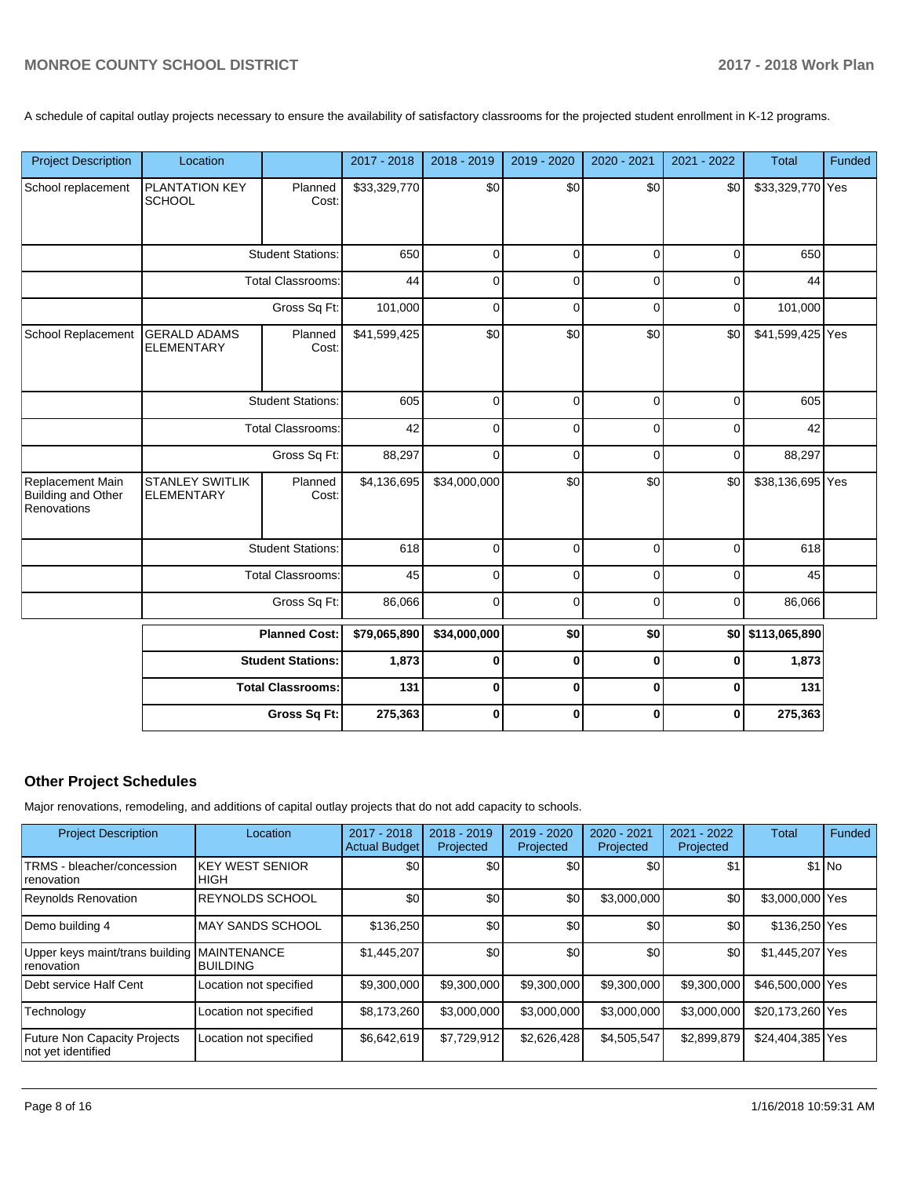A schedule of capital outlay projects necessary to ensure the availability of satisfactory classrooms for the projected student enrollment in K-12 programs.

| Project Description | Location | | 2017 - 2018 | 2018 - 2019 | 2019 - 2020 | 2020 - 2021 | 2021 - 2022 | Total | Funded |
|---|---|---|---|---|---|---|---|---|---|
| School replacement | PLANTATION KEY SCHOOL | Planned Cost: | $33,329,770 | $0 | $0 | $0 | $0 | $33,329,770 | Yes |
| | | Student Stations: | 650 | 0 | 0 | 0 | 0 | 650 | |
| | | Total Classrooms: | 44 | 0 | 0 | 0 | 0 | 44 | |
| | | Gross Sq Ft: | 101,000 | 0 | 0 | 0 | 0 | 101,000 | |
| School Replacement | GERALD ADAMS ELEMENTARY | Planned Cost: | $41,599,425 | $0 | $0 | $0 | $0 | $41,599,425 | Yes |
| | | Student Stations: | 605 | 0 | 0 | 0 | 0 | 605 | |
| | | Total Classrooms: | 42 | 0 | 0 | 0 | 0 | 42 | |
| | | Gross Sq Ft: | 88,297 | 0 | 0 | 0 | 0 | 88,297 | |
| Replacement Main Building and Other Renovations | STANLEY SWITLIK ELEMENTARY | Planned Cost: | $4,136,695 | $34,000,000 | $0 | $0 | $0 | $38,136,695 | Yes |
| | | Student Stations: | 618 | 0 | 0 | 0 | 0 | 618 | |
| | | Total Classrooms: | 45 | 0 | 0 | 0 | 0 | 45 | |
| | | Gross Sq Ft: | 86,066 | 0 | 0 | 0 | 0 | 86,066 | |
| | | **Planned Cost:** | **$79,065,890** | **$34,000,000** | **$0** | **$0** | **$0** | **$113,065,890** | |
| | | **Student Stations:** | **1,873** | **0** | **0** | **0** | **0** | **1,873** | |
| | | **Total Classrooms:** | **131** | **0** | **0** | **0** | **0** | **131** | |
| | | **Gross Sq Ft:** | **275,363** | **0** | **0** | **0** | **0** | **275,363** | |

## Other Project Schedules

Major renovations, remodeling, and additions of capital outlay projects that do not add capacity to schools.

| Project Description | Location | 2017 - 2018 Actual Budget | 2018 - 2019 Projected | 2019 - 2020 Projected | 2020 - 2021 Projected | 2021 - 2022 Projected | Total | Funded |
|---|---|---|---|---|---|---|---|---|
| TRMS - bleacher/concession renovation | KEY WEST SENIOR HIGH | $0 | $0 | $0 | $0 | $1 | $1 | No |
| Reynolds Renovation | REYNOLDS SCHOOL | $0 | $0 | $0 | $3,000,000 | $0 | $3,000,000 | Yes |
| Demo building 4 | MAY SANDS SCHOOL | $136,250 | $0 | $0 | $0 | $0 | $136,250 | Yes |
| Upper keys maint/trans building renovation | MAINTENANCE BUILDING | $1,445,207 | $0 | $0 | $0 | $0 | $1,445,207 | Yes |
| Debt service Half Cent | Location not specified | $9,300,000 | $9,300,000 | $9,300,000 | $9,300,000 | $9,300,000 | $46,500,000 | Yes |
| Technology | Location not specified | $8,173,260 | $3,000,000 | $3,000,000 | $3,000,000 | $3,000,000 | $20,173,260 | Yes |
| Future Non Capacity Projects not yet identified | Location not specified | $6,642,619 | $7,729,912 | $2,626,428 | $4,505,547 | $2,899,879 | $24,404,385 | Yes |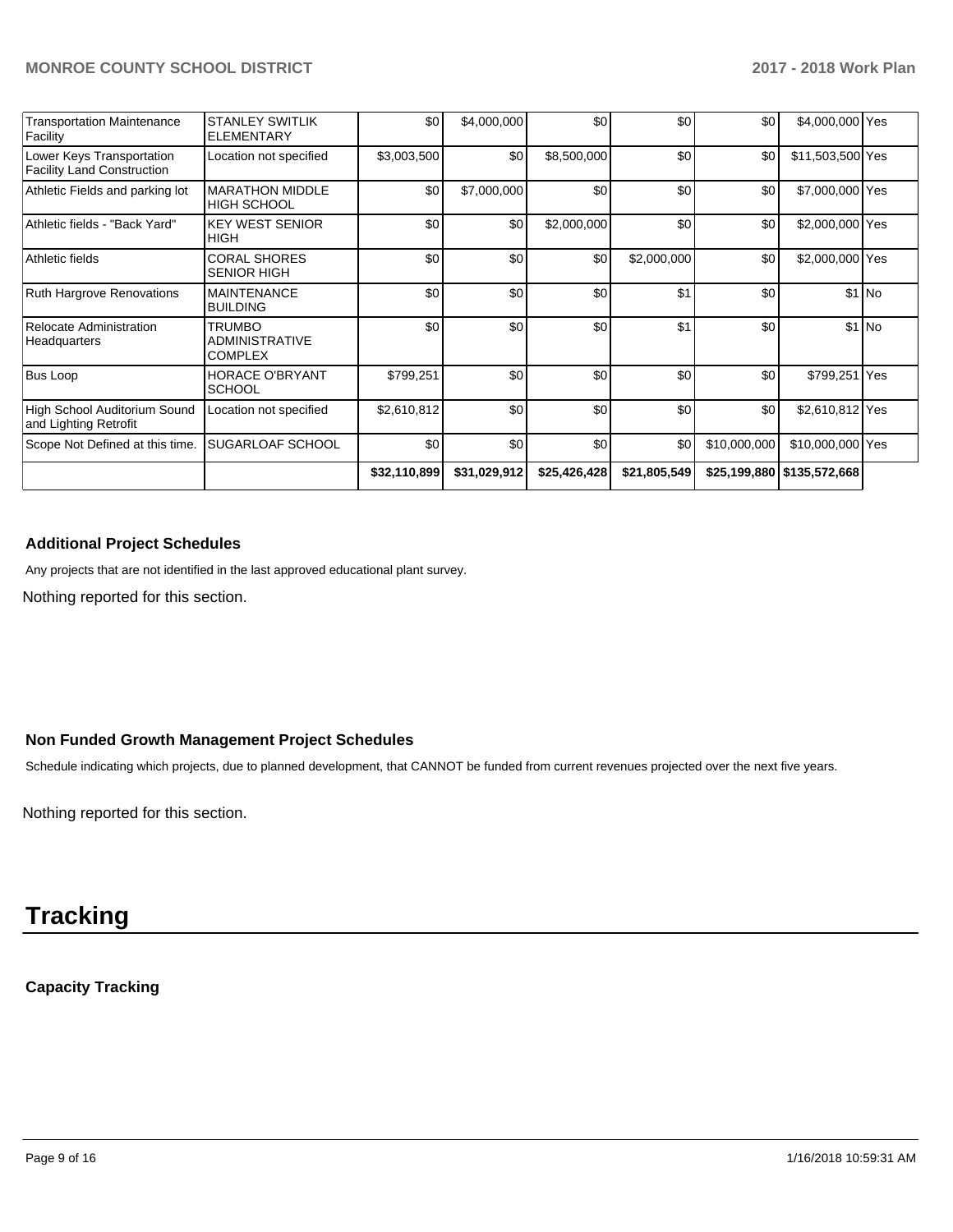| | | | | | | | | |
|---|---|---|---|---|---|---|---|---|
| Transportation Maintenance Facility | STANLEY SWITLIK ELEMENTARY | $0 | $4,000,000 | $0 | $0 | $0 | $4,000,000 | Yes |
| Lower Keys Transportation Facility Land Construction | Location not specified | $3,003,500 | $0 | $8,500,000 | $0 | $0 | $11,503,500 | Yes |
| Athletic Fields and parking lot | MARATHON MIDDLE HIGH SCHOOL | $0 | $7,000,000 | $0 | $0 | $0 | $7,000,000 | Yes |
| Athletic fields - "Back Yard" | KEY WEST SENIOR HIGH | $0 | $0 | $2,000,000 | $0 | $0 | $2,000,000 | Yes |
| Athletic fields | CORAL SHORES SENIOR HIGH | $0 | $0 | $0 | $2,000,000 | $0 | $2,000,000 | Yes |
| Ruth Hargrove Renovations | MAINTENANCE BUILDING | $0 | $0 | $0 | $1 | $0 | $1 | No |
| Relocate Administration Headquarters | TRUMBO ADMINISTRATIVE COMPLEX | $0 | $0 | $0 | $1 | $0 | $1 | No |
| Bus Loop | HORACE O'BRYANT SCHOOL | $799,251 | $0 | $0 | $0 | $0 | $799,251 | Yes |
| High School Auditorium Sound and Lighting Retrofit | Location not specified | $2,610,812 | $0 | $0 | $0 | $0 | $2,610,812 | Yes |
| Scope Not Defined at this time. | SUGARLOAF SCHOOL | $0 | $0 | $0 | $0 | $10,000,000 | $10,000,000 | Yes |
| | | $32,110,899 | $31,029,912 | $25,426,428 | $21,805,549 | $25,199,880 | $135,572,668 | |

### Additional Project Schedules

Any projects that are not identified in the last approved educational plant survey.

Nothing reported for this section.

### Non Funded Growth Management Project Schedules

Schedule indicating which projects, due to planned development, that CANNOT be funded from current revenues projected over the next five years.

Nothing reported for this section.

# Tracking

### Capacity Tracking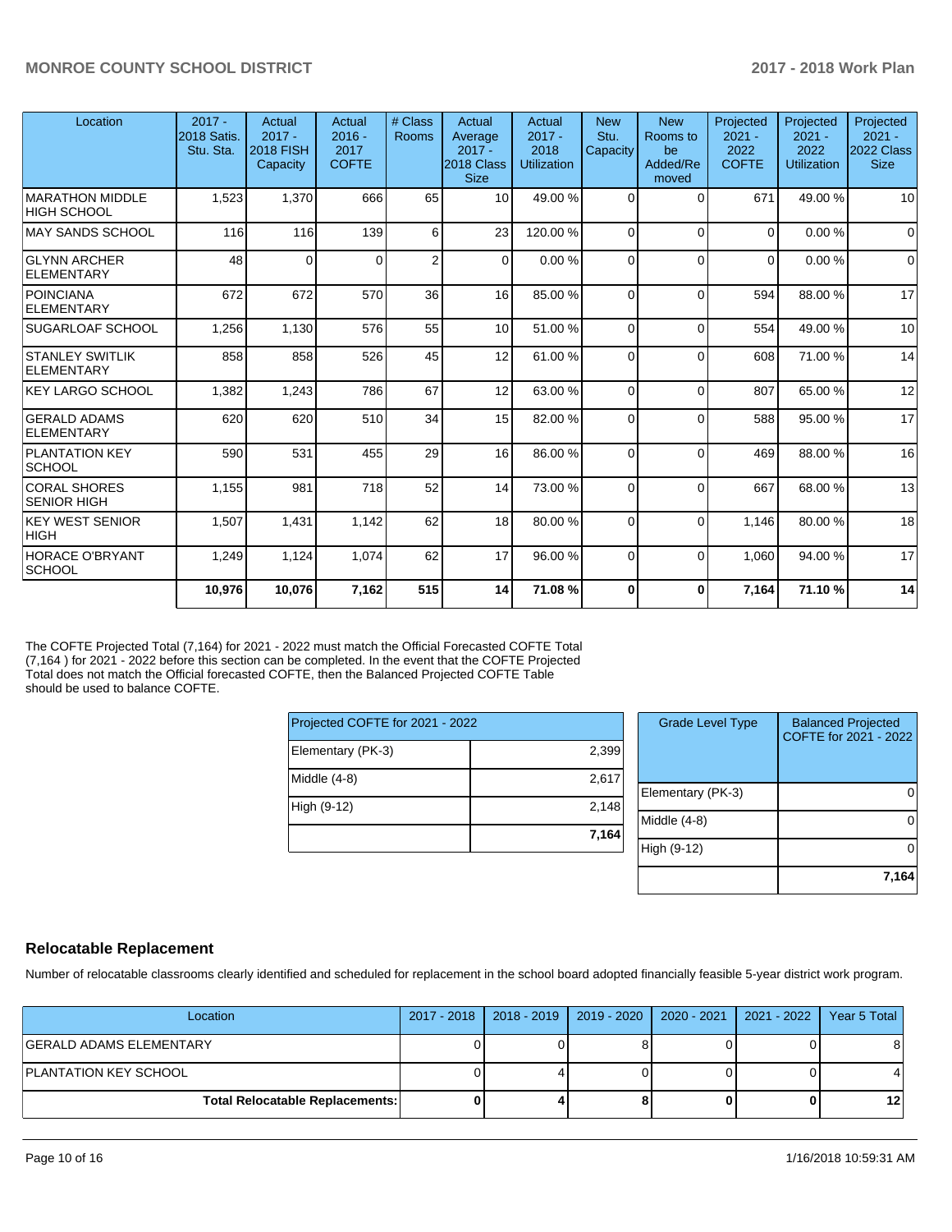| Location | 2017 - 2018 Satis. Stu. Sta. | Actual 2017 - 2018 FISH Capacity | Actual 2016 - 2017 COFTE | # Class Rooms | Actual Average 2017 - 2018 Class Size | Actual 2017 - 2018 Utilization | New Stu. Capacity | New Rooms to be Added/Removed | Projected 2021 - 2022 COFTE | Projected 2021 - 2022 Utilization | Projected 2021 - 2022 Class Size |
|---|---|---|---|---|---|---|---|---|---|---|---|
| MARATHON MIDDLE HIGH SCHOOL | 1,523 | 1,370 | 666 | 65 | 10 | 49.00 % | 0 | 0 | 671 | 49.00 % | 10 |
| MAY SANDS SCHOOL | 116 | 116 | 139 | 6 | 23 | 120.00 % | 0 | 0 | 0 | 0.00 % | 0 |
| GLYNN ARCHER ELEMENTARY | 48 | 0 | 0 | 2 | 0 | 0.00 % | 0 | 0 | 0 | 0.00 % | 0 |
| POINCIANA ELEMENTARY | 672 | 672 | 570 | 36 | 16 | 85.00 % | 0 | 0 | 594 | 88.00 % | 17 |
| SUGARLOAF SCHOOL | 1,256 | 1,130 | 576 | 55 | 10 | 51.00 % | 0 | 0 | 554 | 49.00 % | 10 |
| STANLEY SWITLIK ELEMENTARY | 858 | 858 | 526 | 45 | 12 | 61.00 % | 0 | 0 | 608 | 71.00 % | 14 |
| KEY LARGO SCHOOL | 1,382 | 1,243 | 786 | 67 | 12 | 63.00 % | 0 | 0 | 807 | 65.00 % | 12 |
| GERALD ADAMS ELEMENTARY | 620 | 620 | 510 | 34 | 15 | 82.00 % | 0 | 0 | 588 | 95.00 % | 17 |
| PLANTATION KEY SCHOOL | 590 | 531 | 455 | 29 | 16 | 86.00 % | 0 | 0 | 469 | 88.00 % | 16 |
| CORAL SHORES SENIOR HIGH | 1,155 | 981 | 718 | 52 | 14 | 73.00 % | 0 | 0 | 667 | 68.00 % | 13 |
| KEY WEST SENIOR HIGH | 1,507 | 1,431 | 1,142 | 62 | 18 | 80.00 % | 0 | 0 | 1,146 | 80.00 % | 18 |
| HORACE O'BRYANT SCHOOL | 1,249 | 1,124 | 1,074 | 62 | 17 | 96.00 % | 0 | 0 | 1,060 | 94.00 % | 17 |
| | **10,976** | **10,076** | **7,162** | **515** | **14** | **71.08 %** | **0** | **0** | **7,164** | **71.10 %** | **14** |

The COFTE Projected Total (7,164) for 2021 - 2022 must match the Official Forecasted COFTE Total (7,164 ) for 2021 - 2022 before this section can be completed. In the event that the COFTE Projected Total does not match the Official forecasted COFTE, then the Balanced Projected COFTE Table should be used to balance COFTE.

| Projected COFTE for 2021 - 2022 | |
|---|---|
| Elementary (PK-3) | 2,399 |
| Middle (4-8) | 2,617 |
| High (9-12) | 2,148 |
| | **7,164** |

| Grade Level Type | Balanced Projected COFTE for 2021 - 2022 |
|---|---|
| Elementary (PK-3) | 0 |
| Middle (4-8) | 0 |
| High (9-12) | 0 |
| | **7,164** |

## Relocatable Replacement

Number of relocatable classrooms clearly identified and scheduled for replacement in the school board adopted financially feasible 5-year district work program.

| Location | 2017 - 2018 | 2018 - 2019 | 2019 - 2020 | 2020 - 2021 | 2021 - 2022 | Year 5 Total |
|---|---|---|---|---|---|---|
| GERALD ADAMS ELEMENTARY | 0 | 0 | 8 | 0 | 0 | 8 |
| PLANTATION KEY SCHOOL | 0 | 4 | 0 | 0 | 0 | 4 |
| **Total Relocatable Replacements:** | **0** | **4** | **8** | **0** | **0** | **12** |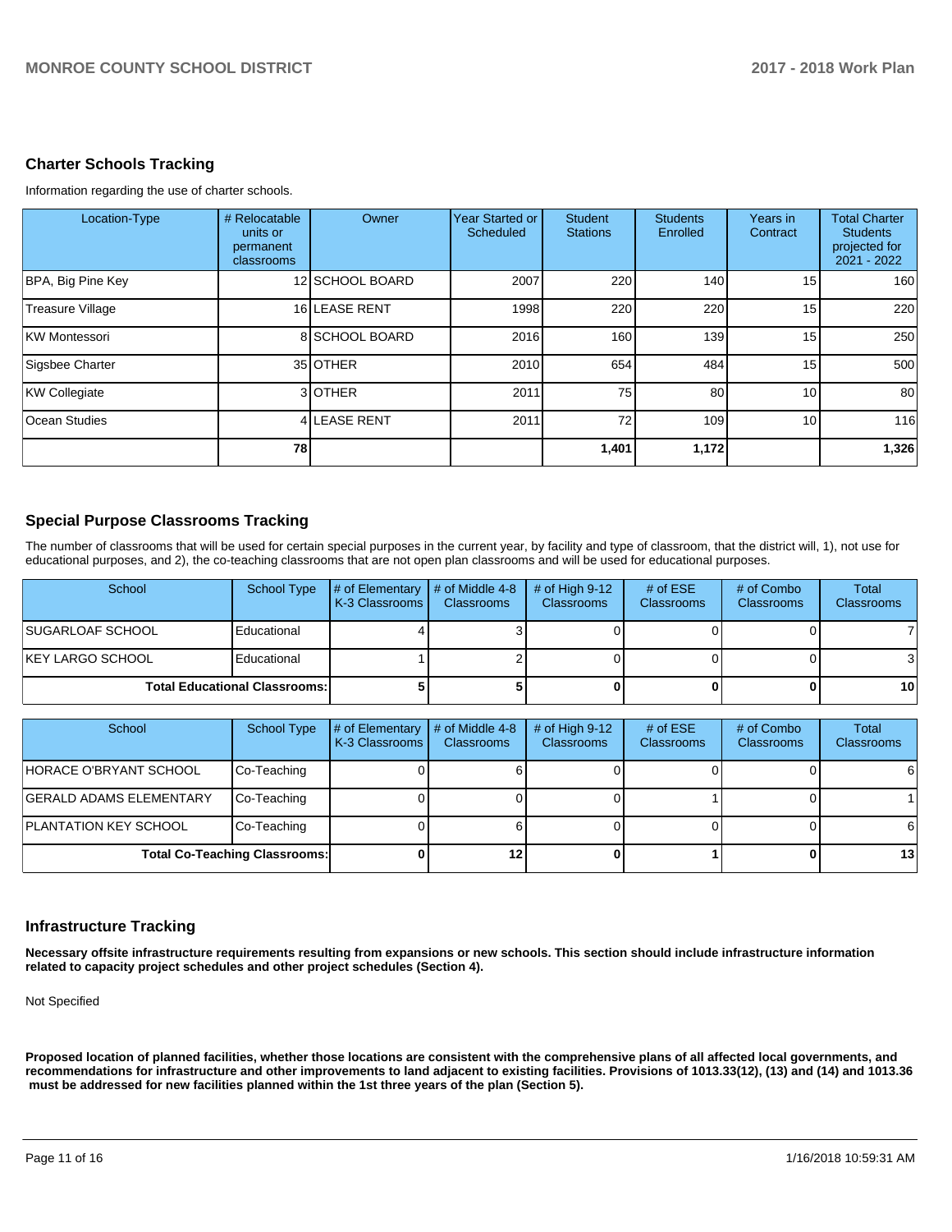## Charter Schools Tracking

Information regarding the use of charter schools.

| Location-Type | # Relocatable units or permanent classrooms | Owner | Year Started or Scheduled | Student Stations | Students Enrolled | Years in Contract | Total Charter Students projected for 2021 - 2022 |
|---|---|---|---|---|---|---|---|
| BPA, Big Pine Key | 12 | SCHOOL BOARD | 2007 | 220 | 140 | 15 | 160 |
| Treasure Village | 16 | LEASE RENT | 1998 | 220 | 220 | 15 | 220 |
| KW Montessori | 8 | SCHOOL BOARD | 2016 | 160 | 139 | 15 | 250 |
| Sigsbee Charter | 35 | OTHER | 2010 | 654 | 484 | 15 | 500 |
| KW Collegiate | 3 | OTHER | 2011 | 75 | 80 | 10 | 80 |
| Ocean Studies | 4 | LEASE RENT | 2011 | 72 | 109 | 10 | 116 |
| | **78** | | | **1,401** | **1,172** | | **1,326** |

## Special Purpose Classrooms Tracking

The number of classrooms that will be used for certain special purposes in the current year, by facility and type of classroom, that the district will, 1), not use for educational purposes, and 2), the co-teaching classrooms that are not open plan classrooms and will be used for educational purposes.

| School | School Type | # of Elementary K-3 Classrooms | # of Middle 4-8 Classrooms | # of High 9-12 Classrooms | # of ESE Classrooms | # of Combo Classrooms | Total Classrooms |
|---|---|---|---|---|---|---|---|
| SUGARLOAF SCHOOL | Educational | 4 | 3 | 0 | 0 | 0 | 7 |
| KEY LARGO SCHOOL | Educational | 1 | 2 | 0 | 0 | 0 | 3 |
| **Total Educational Classrooms:** | | **5** | **5** | **0** | **0** | **0** | **10** |

| School | School Type | # of Elementary K-3 Classrooms | # of Middle 4-8 Classrooms | # of High 9-12 Classrooms | # of ESE Classrooms | # of Combo Classrooms | Total Classrooms |
|---|---|---|---|---|---|---|---|
| HORACE O'BRYANT SCHOOL | Co-Teaching | 0 | 6 | 0 | 0 | 0 | 6 |
| GERALD ADAMS ELEMENTARY | Co-Teaching | 0 | 0 | 0 | 1 | 0 | 1 |
| PLANTATION KEY SCHOOL | Co-Teaching | 0 | 6 | 0 | 0 | 0 | 6 |
| **Total Co-Teaching Classrooms:** | | **0** | **12** | **0** | **1** | **0** | **13** |

## Infrastructure Tracking

**Necessary offsite infrastructure requirements resulting from expansions or new schools. This section should include infrastructure information related to capacity project schedules and other project schedules (Section 4).**

Not Specified

**Proposed location of planned facilities, whether those locations are consistent with the comprehensive plans of all affected local governments, and recommendations for infrastructure and other improvements to land adjacent to existing facilities. Provisions of 1013.33(12), (13) and (14) and 1013.36 must be addressed for new facilities planned within the 1st three years of the plan (Section 5).**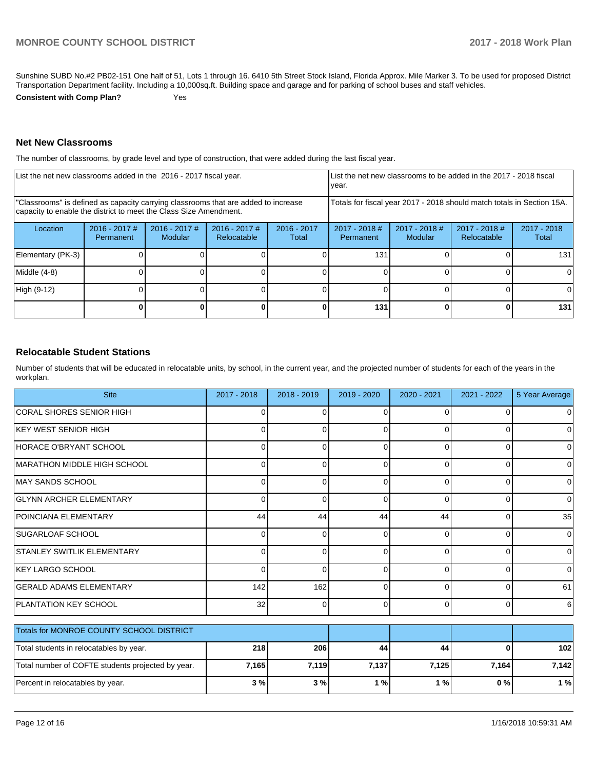Sunshine SUBD No.#2 PB02-151 One half of 51, Lots 1 through 16. 6410 5th Street Stock Island, Florida Approx. Mile Marker 3. To be used for proposed District Transportation Department facility. Including a 10,000sq.ft. Building space and garage and for parking of school buses and staff vehicles.

**Consistent with Comp Plan?** Yes

## Net New Classrooms

The number of classrooms, by grade level and type of construction, that were added during the last fiscal year.

| List the net new classrooms added in the 2016 - 2017 fiscal year. | | | | | List the net new classrooms to be added in the 2017 - 2018 fiscal year. | | | |
|---|---|---|---|---|---|---|---|---|
| "Classrooms" is defined as capacity carrying classrooms that are added to increase capacity to enable the district to meet the Class Size Amendment. | | | | | Totals for fiscal year 2017 - 2018 should match totals in Section 15A. | | | |
| Location | 2016 - 2017 # Permanent | 2016 - 2017 # Modular | 2016 - 2017 # Relocatable | 2016 - 2017 Total | 2017 - 2018 # Permanent | 2017 - 2018 # Modular | 2017 - 2018 # Relocatable | 2017 - 2018 Total |
| Elementary (PK-3) | 0 | 0 | 0 | 0 | 131 | 0 | 0 | 131 |
| Middle (4-8) | 0 | 0 | 0 | 0 | 0 | 0 | 0 | 0 |
| High (9-12) | 0 | 0 | 0 | 0 | 0 | 0 | 0 | 0 |
| | **0** | **0** | **0** | **0** | **131** | **0** | **0** | **131** |

## Relocatable Student Stations

Number of students that will be educated in relocatable units, by school, in the current year, and the projected number of students for each of the years in the workplan.

| Site | 2017 - 2018 | 2018 - 2019 | 2019 - 2020 | 2020 - 2021 | 2021 - 2022 | 5 Year Average |
|---|---|---|---|---|---|---|
| CORAL SHORES SENIOR HIGH | 0 | 0 | 0 | 0 | 0 | 0 |
| KEY WEST SENIOR HIGH | 0 | 0 | 0 | 0 | 0 | 0 |
| HORACE O'BRYANT SCHOOL | 0 | 0 | 0 | 0 | 0 | 0 |
| MARATHON MIDDLE HIGH SCHOOL | 0 | 0 | 0 | 0 | 0 | 0 |
| MAY SANDS SCHOOL | 0 | 0 | 0 | 0 | 0 | 0 |
| GLYNN ARCHER ELEMENTARY | 0 | 0 | 0 | 0 | 0 | 0 |
| POINCIANA ELEMENTARY | 44 | 44 | 44 | 44 | 0 | 35 |
| SUGARLOAF SCHOOL | 0 | 0 | 0 | 0 | 0 | 0 |
| STANLEY SWITLIK ELEMENTARY | 0 | 0 | 0 | 0 | 0 | 0 |
| KEY LARGO SCHOOL | 0 | 0 | 0 | 0 | 0 | 0 |
| GERALD ADAMS ELEMENTARY | 142 | 162 | 0 | 0 | 0 | 61 |
| PLANTATION KEY SCHOOL | 32 | 0 | 0 | 0 | 0 | 6 |

| Totals for MONROE COUNTY SCHOOL DISTRICT | | | | | | |
|---|---|---|---|---|---|---|
| Total students in relocatables by year. | **218** | **206** | **44** | **44** | **0** | **102** |
| Total number of COFTE students projected by year. | **7,165** | **7,119** | **7,137** | **7,125** | **7,164** | **7,142** |
| Percent in relocatables by year. | **3 %** | **3 %** | **1 %** | **1 %** | **0 %** | **1 %** |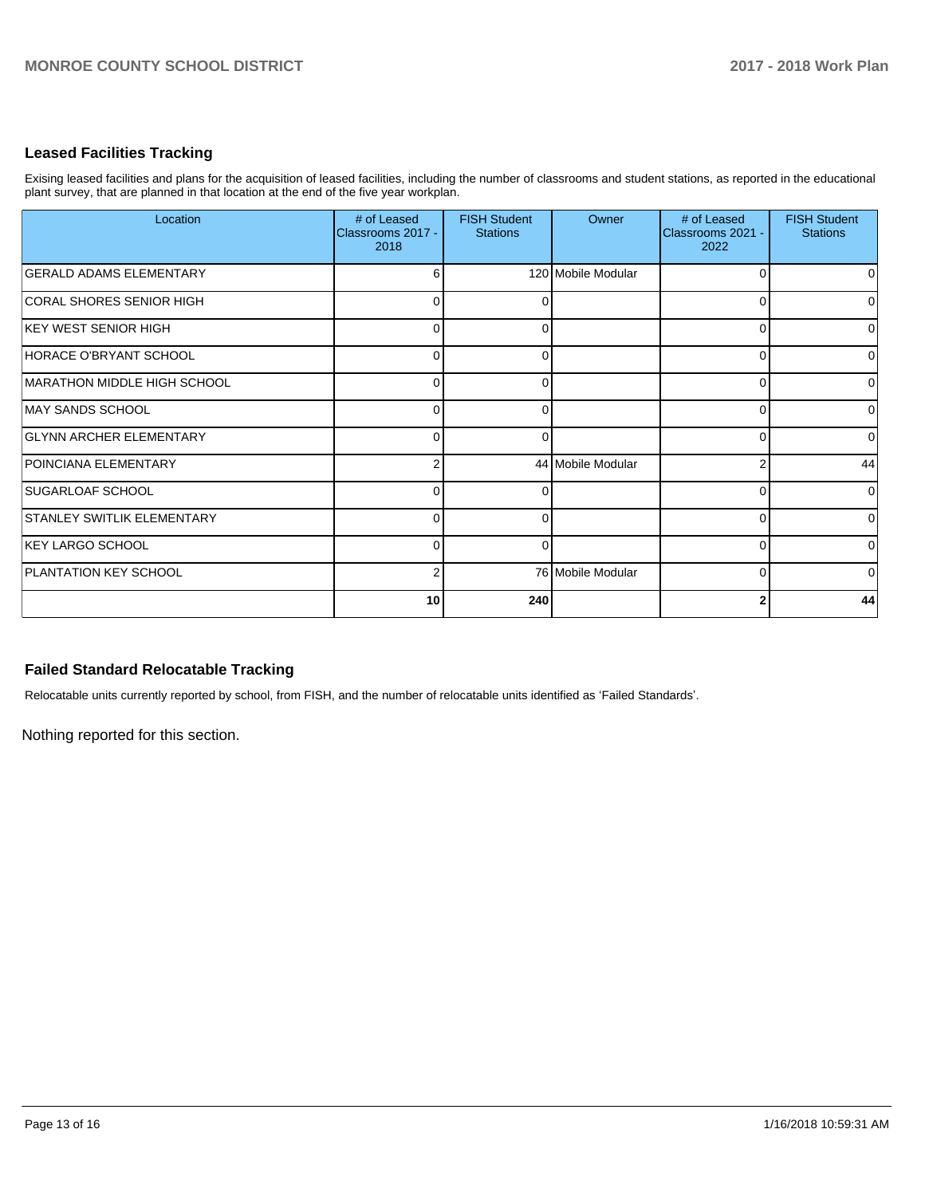## Leased Facilities Tracking

Exising leased facilities and plans for the acquisition of leased facilities, including the number of classrooms and student stations, as reported in the educational plant survey, that are planned in that location at the end of the five year workplan.

| Location | # of Leased Classrooms 2017 - 2018 | FISH Student Stations | Owner | # of Leased Classrooms 2021 - 2022 | FISH Student Stations |
|---|---|---|---|---|---|
| GERALD ADAMS ELEMENTARY | 6 | 120 | Mobile Modular | 0 | 0 |
| CORAL SHORES SENIOR HIGH | 0 | 0 | | 0 | 0 |
| KEY WEST SENIOR HIGH | 0 | 0 | | 0 | 0 |
| HORACE O'BRYANT SCHOOL | 0 | 0 | | 0 | 0 |
| MARATHON MIDDLE HIGH SCHOOL | 0 | 0 | | 0 | 0 |
| MAY SANDS SCHOOL | 0 | 0 | | 0 | 0 |
| GLYNN ARCHER ELEMENTARY | 0 | 0 | | 0 | 0 |
| POINCIANA ELEMENTARY | 2 | 44 | Mobile Modular | 2 | 44 |
| SUGARLOAF SCHOOL | 0 | 0 | | 0 | 0 |
| STANLEY SWITLIK ELEMENTARY | 0 | 0 | | 0 | 0 |
| KEY LARGO SCHOOL | 0 | 0 | | 0 | 0 |
| PLANTATION KEY SCHOOL | 2 | 76 | Mobile Modular | 0 | 0 |
| | **10** | **240** | | **2** | **44** |

## Failed Standard Relocatable Tracking

Relocatable units currently reported by school, from FISH, and the number of relocatable units identified as 'Failed Standards'.

Nothing reported for this section.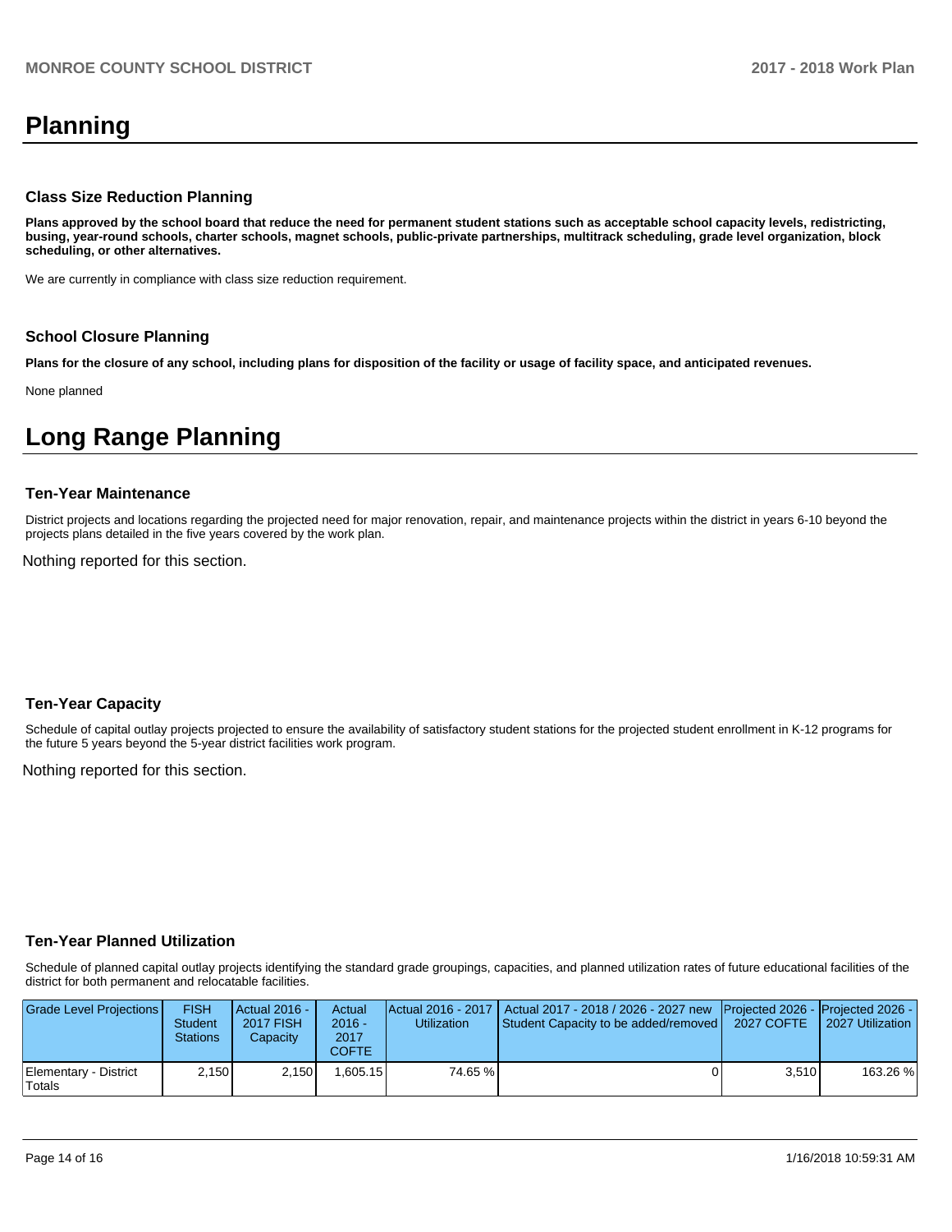# Planning

### Class Size Reduction Planning

**Plans approved by the school board that reduce the need for permanent student stations such as acceptable school capacity levels, redistricting, busing, year-round schools, charter schools, magnet schools, public-private partnerships, multitrack scheduling, grade level organization, block scheduling, or other alternatives.**

We are currently in compliance with class size reduction requirement.

### School Closure Planning

**Plans for the closure of any school, including plans for disposition of the facility or usage of facility space, and anticipated revenues.**

None planned

# Long Range Planning

### Ten-Year Maintenance

District projects and locations regarding the projected need for major renovation, repair, and maintenance projects within the district in years 6-10 beyond the projects plans detailed in the five years covered by the work plan.

Nothing reported for this section.

### Ten-Year Capacity

Schedule of capital outlay projects projected to ensure the availability of satisfactory student stations for the projected student enrollment in K-12 programs for the future 5 years beyond the 5-year district facilities work program.

Nothing reported for this section.

### Ten-Year Planned Utilization

Schedule of planned capital outlay projects identifying the standard grade groupings, capacities, and planned utilization rates of future educational facilities of the district for both permanent and relocatable facilities.

| Grade Level Projections | FISH Student Stations | Actual 2016 - 2017 FISH Capacity | Actual 2016 - 2017 COFTE | Actual 2016 - 2017 Utilization | Actual 2017 - 2018 / 2026 - 2027 new Student Capacity to be added/removed | Projected 2026 - 2027 COFTE | Projected 2026 - 2027 Utilization |
|---|---|---|---|---|---|---|---|
| Elementary - District Totals | 2,150 | 2,150 | 1,605.15 | 74.65 % | 0 | 3,510 | 163.26 % |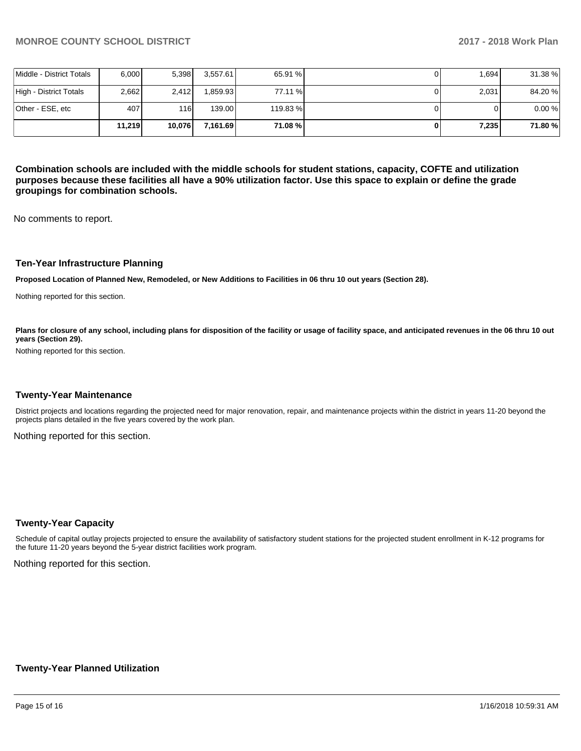| | | | | | | | |
|---|---|---|---|---|---|---|---|
| Middle - District Totals | 6,000 | 5,398 | 3,557.61 | 65.91 % | 0 | 1,694 | 31.38 % |
| High - District Totals | 2,662 | 2,412 | 1,859.93 | 77.11 % | 0 | 2,031 | 84.20 % |
| Other - ESE, etc | 407 | 116 | 139.00 | 119.83 % | 0 | 0 | 0.00 % |
| | **11,219** | **10,076** | **7,161.69** | **71.08 %** | **0** | **7,235** | **71.80 %** |

**Combination schools are included with the middle schools for student stations, capacity, COFTE and utilization purposes because these facilities all have a 90% utilization factor. Use this space to explain or define the grade groupings for combination schools.**

No comments to report.

### Ten-Year Infrastructure Planning

**Proposed Location of Planned New, Remodeled, or New Additions to Facilities in 06 thru 10 out years (Section 28).**

Nothing reported for this section.

**Plans for closure of any school, including plans for disposition of the facility or usage of facility space, and anticipated revenues in the 06 thru 10 out years (Section 29).**

Nothing reported for this section.

### Twenty-Year Maintenance

District projects and locations regarding the projected need for major renovation, repair, and maintenance projects within the district in years 11-20 beyond the projects plans detailed in the five years covered by the work plan.

Nothing reported for this section.

### Twenty-Year Capacity

Schedule of capital outlay projects projected to ensure the availability of satisfactory student stations for the projected student enrollment in K-12 programs for the future 11-20 years beyond the 5-year district facilities work program.

Nothing reported for this section.

### Twenty-Year Planned Utilization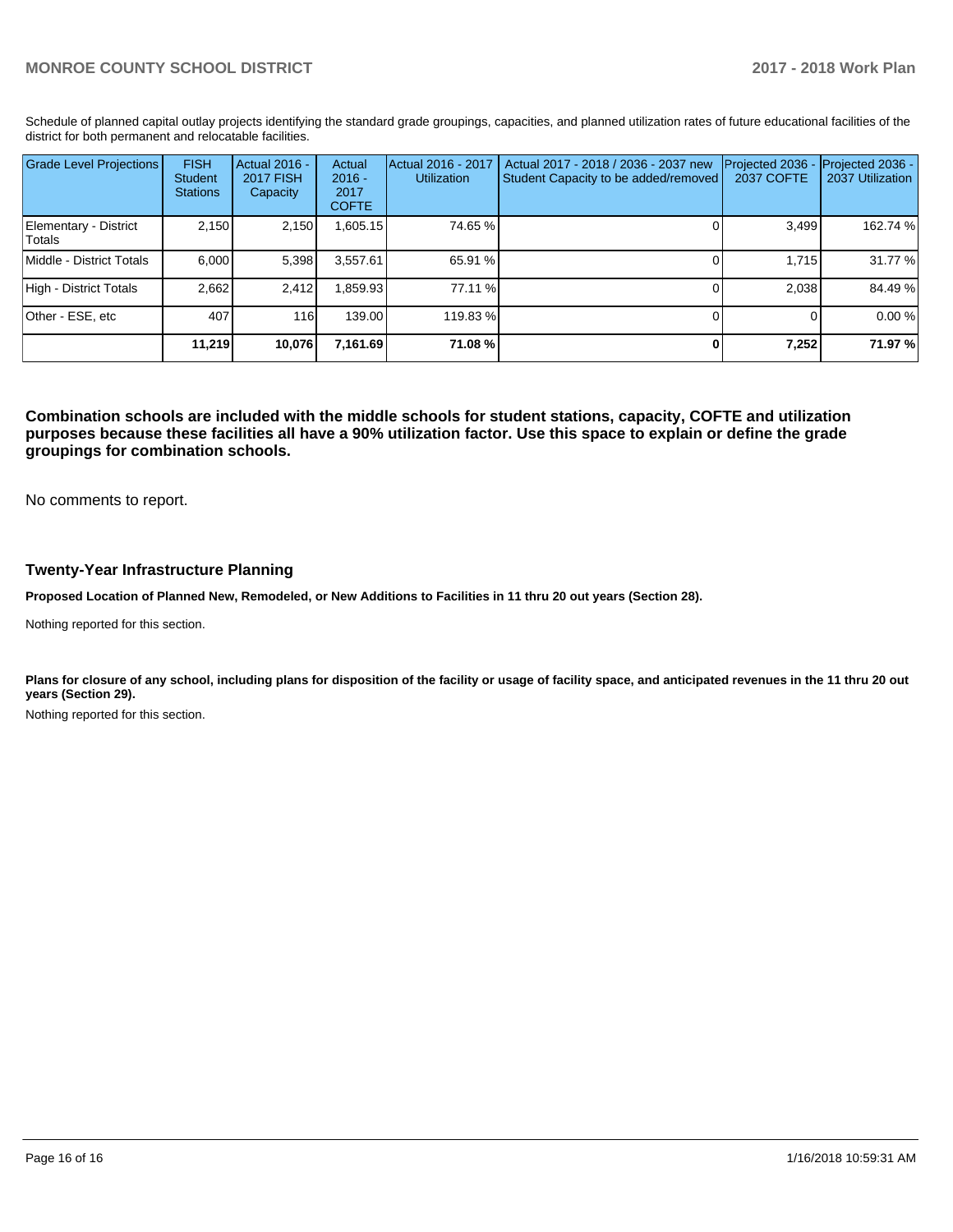Schedule of planned capital outlay projects identifying the standard grade groupings, capacities, and planned utilization rates of future educational facilities of the district for both permanent and relocatable facilities.

| Grade Level Projections | FISH Student Stations | Actual 2016 - 2017 FISH Capacity | Actual 2016 - 2017 COFTE | Actual 2016 - 2017 Utilization | Actual 2017 - 2018 / 2036 - 2037 new Student Capacity to be added/removed | Projected 2036 - 2037 COFTE | Projected 2036 - 2037 Utilization |
|---|---|---|---|---|---|---|---|
| Elementary - District Totals | 2,150 | 2,150 | 1,605.15 | 74.65 % | 0 | 3,499 | 162.74 % |
| Middle - District Totals | 6,000 | 5,398 | 3,557.61 | 65.91 % | 0 | 1,715 | 31.77 % |
| High - District Totals | 2,662 | 2,412 | 1,859.93 | 77.11 % | 0 | 2,038 | 84.49 % |
| Other - ESE, etc | 407 | 116 | 139.00 | 119.83 % | 0 | 0 | 0.00 % |
| | **11,219** | **10,076** | **7,161.69** | **71.08 %** | **0** | **7,252** | **71.97 %** |

**Combination schools are included with the middle schools for student stations, capacity, COFTE and utilization purposes because these facilities all have a 90% utilization factor. Use this space to explain or define the grade groupings for combination schools.**

No comments to report.

## Twenty-Year Infrastructure Planning

**Proposed Location of Planned New, Remodeled, or New Additions to Facilities in 11 thru 20 out years (Section 28).**

Nothing reported for this section.

**Plans for closure of any school, including plans for disposition of the facility or usage of facility space, and anticipated revenues in the 11 thru 20 out years (Section 29).**

Nothing reported for this section.